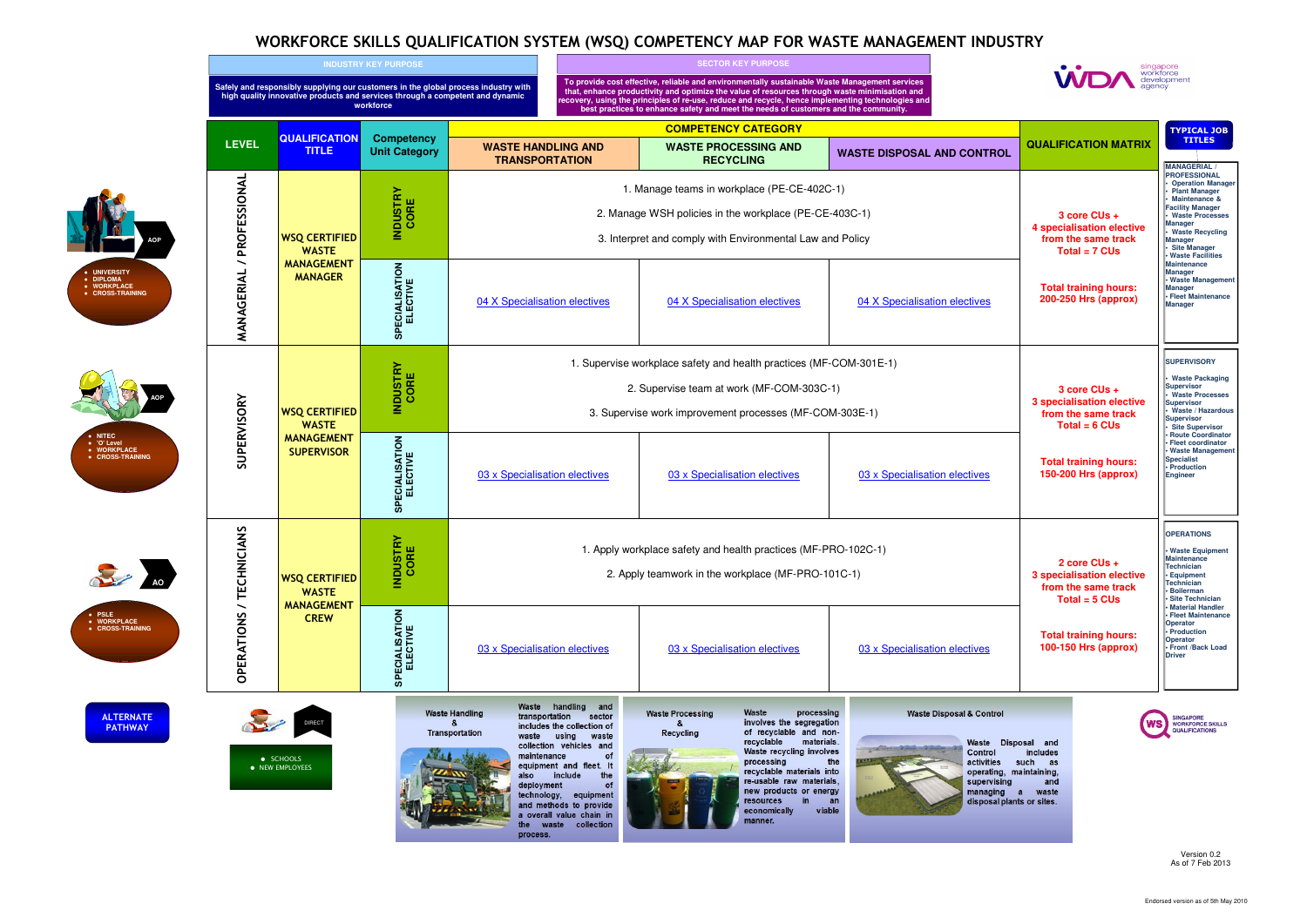# WORKFORCE SKILLS QUALIFICATION SYSTEM (WSQ) COMPETENCY MAP FOR WASTE MANAGEMENT INDUSTRY

**INDUSTRY KEY PURPOSE**

Safely and responsibly supplying our customers in the global process industry with high quality innovative products and services through a competent and dynamic workforce

**SECTOR KEY PURPOSE**

To provide cost effective, reliable and environmentally sustainable Waste Management services that, enhance productivity and optimize the value of resources through waste minimisation and recovery, using the principles of re-use, reduce and recycle, hence implementing technologies and best practices to enhance safety and meet the needs of customers and the community.

singapore workforce development agency

| LEVEL | QUALIFICATION TITLE | Competency Unit Category | COMPETENCY CATEGORY: WASTE HANDLING AND TRANSPORTATION | COMPETENCY CATEGORY: WASTE PROCESSING AND RECYCLING | COMPETENCY CATEGORY: WASTE DISPOSAL AND CONTROL | QUALIFICATION MATRIX | TYPICAL JOB TITLES |
|---|---|---|---|---|---|---|---|
| MANAGERIAL / PROFESSIONAL | WSQ CERTIFIED WASTE MANAGEMENT MANAGER | INDUSTRY CORE | 1. Manage teams in workplace (PE-CE-402C-1)<br>2. Manage WSH policies in the workplace (PE-CE-403C-1)<br>3. Interpret and comply with Environmental Law and Policy | | | 3 core CUs + 4 specialisation elective from the same track Total = 7 CUs | MANAGERIAL / PROFESSIONAL<br>• Operation Manager<br>• Plant Manager<br>• Maintenance & Facility Manager<br>• Waste Processes Manager<br>• Waste Recycling Manager<br>• Site Manager<br>• Waste Facilities Maintenance Manager<br>• Waste Management Manager<br>• Fleet Maintenance Manager |
| | | SPECIALISATION ELECTIVE | 04 X Specialisation electives | 04 X Specialisation electives | 04 X Specialisation electives | Total training hours: 200-250 Hrs (approx) | |
| SUPERVISORY | WSQ CERTIFIED WASTE MANAGEMENT SUPERVISOR | INDUSTRY CORE | 1. Supervise workplace safety and health practices (MF-COM-301E-1)<br>2. Supervise team at work (MF-COM-303C-1)<br>3. Supervise work improvement processes (MF-COM-303E-1) | | | 3 core CUs + 3 specialisation elective from the same track Total = 6 CUs | SUPERVISORY<br>• Waste Packaging Supervisor<br>• Waste Processes Supervisor<br>• Waste / Hazardous Supervisor<br>• Site Supervisor<br>• Route Coordinator<br>• Fleet coordinator<br>• Waste Management Specialist<br>• Production Engineer |
| | | SPECIALISATION ELECTIVE | 03 x Specialisation electives | 03 x Specialisation electives | 03 x Specialisation electives | Total training hours: 150-200 Hrs (approx) | |
| OPERATIONS / TECHNICIANS | WSQ CERTIFIED WASTE MANAGEMENT CREW | INDUSTRY CORE | 1. Apply workplace safety and health practices (MF-PRO-102C-1)<br>2. Apply teamwork in the workplace (MF-PRO-101C-1) | | | 2 core CUs + 3 specialisation elective from the same track Total = 5 CUs | OPERATIONS<br>• Waste Equipment Maintenance Technician<br>• Equipment Technician<br>• Boilerman<br>• Site Technician<br>• Material Handler<br>• Fleet Maintenance Operator<br>• Production Operator<br>• Front /Back Load Driver |
| | | SPECIALISATION ELECTIVE | 03 x Specialisation electives | 03 x Specialisation electives | 03 x Specialisation electives | Total training hours: 100-150 Hrs (approx) | |

**Pathways:**

- AOP (Managerial / Professional): • UNIVERSITY • DIPLOMA • WORKPLACE • CROSS-TRAINING
- AOP (Supervisory): • NITEC • 'O' Level • WORKPLACE • CROSS-TRAINING
- AO (Operations / Technicians): • PSLE • WORKPLACE • CROSS-TRAINING

**ALTERNATE PATHWAY**

DIRECT: • SCHOOLS • NEW EMPLOYEES

**Waste Handling & Transportation**

Waste handling and transportation sector includes the collection of waste using waste collection vehicles and maintenance of equipment and fleet. It also include the deployment of technology, equipment and methods to provide a overall value chain in the waste collection process.

**Waste Processing & Recycling**

Waste processing involves the segregation of recyclable and non-recyclable materials. Waste recycling involves processing the recyclable materials into re-usable raw materials, new products or energy resources in an economically viable manner.

**Waste Disposal & Control**

Waste Disposal and Control includes activities such as operating, maintaining, supervising and managing a waste disposal plants or sites.

SINGAPORE WORKFORCE SKILLS QUALIFICATIONS

Version 0.2
As of 7 Feb 2013

Endorsed version as of 5th May 2010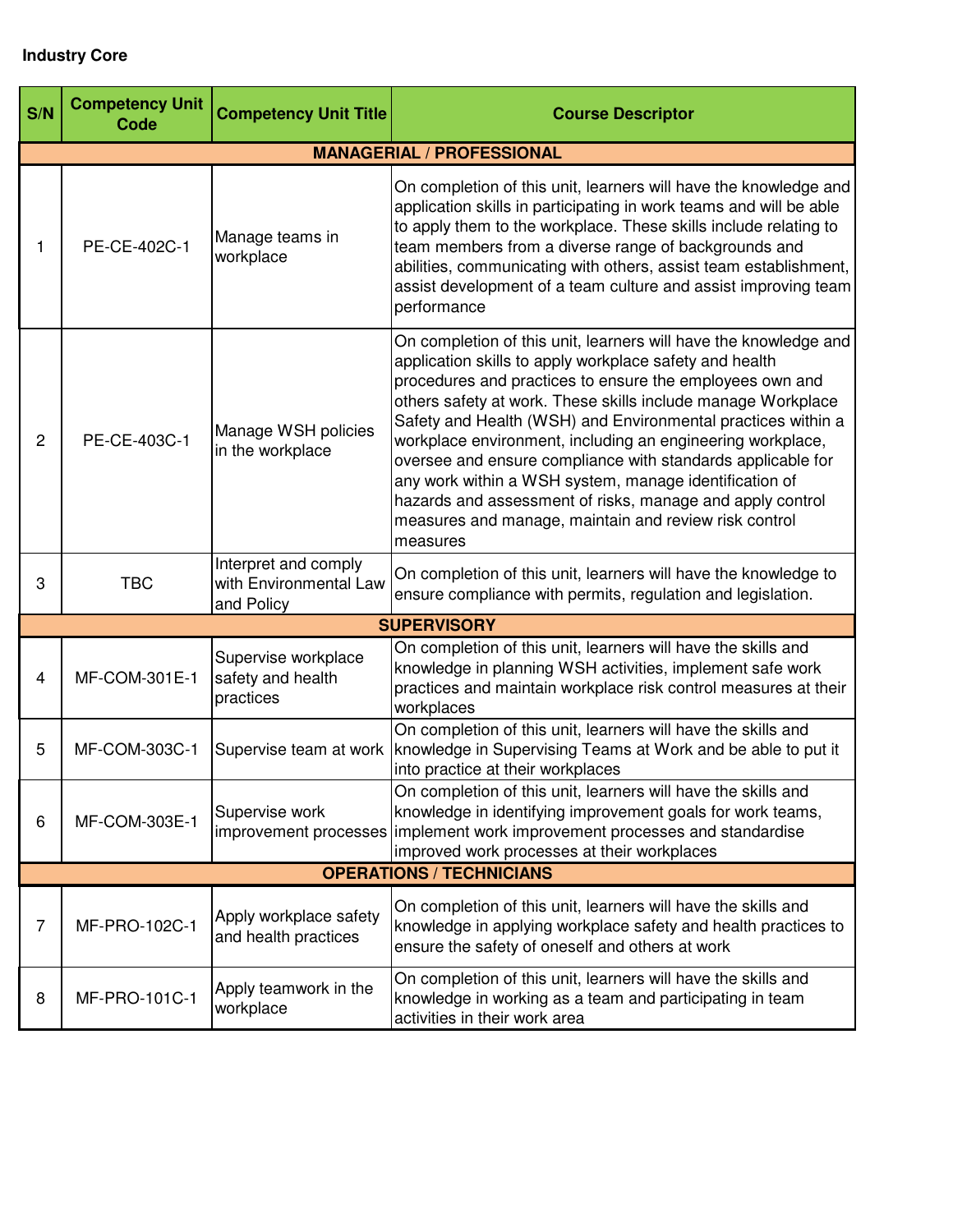**Industry Core**

| S/N | Competency Unit Code | Competency Unit Title | Course Descriptor |
|---|---|---|---|
| **MANAGERIAL / PROFESSIONAL** | | | |
| 1 | PE-CE-402C-1 | Manage teams in workplace | On completion of this unit, learners will have the knowledge and application skills in participating in work teams and will be able to apply them to the workplace. These skills include relating to team members from a diverse range of backgrounds and abilities, communicating with others, assist team establishment, assist development of a team culture and assist improving team performance |
| 2 | PE-CE-403C-1 | Manage WSH policies in the workplace | On completion of this unit, learners will have the knowledge and application skills to apply workplace safety and health procedures and practices to ensure the employees own and others safety at work. These skills include manage Workplace Safety and Health (WSH) and Environmental practices within a workplace environment, including an engineering workplace, oversee and ensure compliance with standards applicable for any work within a WSH system, manage identification of hazards and assessment of risks, manage and apply control measures and manage, maintain and review risk control measures |
| 3 | TBC | Interpret and comply with Environmental Law and Policy | On completion of this unit, learners will have the knowledge to ensure compliance with permits, regulation and legislation. |
| **SUPERVISORY** | | | |
| 4 | MF-COM-301E-1 | Supervise workplace safety and health practices | On completion of this unit, learners will have the skills and knowledge in planning WSH activities, implement safe work practices and maintain workplace risk control measures at their workplaces |
| 5 | MF-COM-303C-1 | Supervise team at work | On completion of this unit, learners will have the skills and knowledge in Supervising Teams at Work and be able to put it into practice at their workplaces |
| 6 | MF-COM-303E-1 | Supervise work improvement processes | On completion of this unit, learners will have the skills and knowledge in identifying improvement goals for work teams, implement work improvement processes and standardise improved work processes at their workplaces |
| **OPERATIONS / TECHNICIANS** | | | |
| 7 | MF-PRO-102C-1 | Apply workplace safety and health practices | On completion of this unit, learners will have the skills and knowledge in applying workplace safety and health practices to ensure the safety of oneself and others at work |
| 8 | MF-PRO-101C-1 | Apply teamwork in the workplace | On completion of this unit, learners will have the skills and knowledge in working as a team and participating in team activities in their work area |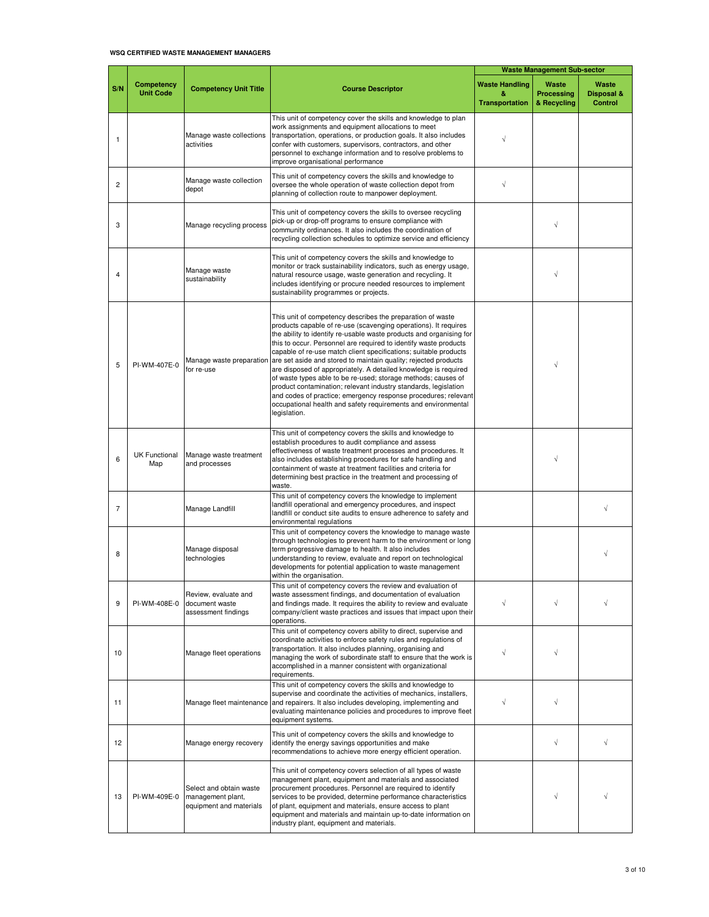**WSQ CERTIFIED WASTE MANAGEMENT MANAGERS**

| S/N | Competency Unit Code | Competency Unit Title | Course Descriptor | Waste Management Sub-sector | | |
|---|---|---|---|---|---|---|
| | | | | Waste Handling & Transportation | Waste Processing & Recycling | Waste Disposal & Control |
| 1 | | Manage waste collections activities | This unit of competency cover the skills and knowledge to plan work assignments and equipment allocations to meet transportation, operations, or production goals. It also includes confer with customers, supervisors, contractors, and other personnel to exchange information and to resolve problems to improve organisational performance | √ | | |
| 2 | | Manage waste collection depot | This unit of competency covers the skills and knowledge to oversee the whole operation of waste collection depot from planning of collection route to manpower deployment. | √ | | |
| 3 | | Manage recycling process | This unit of competency covers the skills to oversee recycling pick-up or drop-off programs to ensure compliance with community ordinances. It also includes the coordination of recycling collection schedules to optimize service and efficiency | | √ | |
| 4 | | Manage waste sustainability | This unit of competency covers the skills and knowledge to monitor or track sustainability indicators, such as energy usage, natural resource usage, waste generation and recycling. It includes identifying or procure needed resources to implement sustainability programmes or projects. | | √ | |
| 5 | PI-WM-407E-0 | Manage waste preparation for re-use | This unit of competency describes the preparation of waste products capable of re-use (scavenging operations). It requires the ability to identify re-usable waste products and organising for this to occur. Personnel are required to identify waste products capable of re-use match client specifications; suitable products are set aside and stored to maintain quality; rejected products are disposed of appropriately. A detailed knowledge is required of waste types able to be re-used; storage methods; causes of product contamination; relevant industry standards, legislation and codes of practice; emergency response procedures; relevant occupational health and safety requirements and environmental legislation. | | √ | |
| 6 | UK Functional Map | Manage waste treatment and processes | This unit of competency covers the skills and knowledge to establish procedures to audit compliance and assess effectiveness of waste treatment processes and procedures. It also includes establishing procedures for safe handling and containment of waste at treatment facilities and criteria for determining best practice in the treatment and processing of waste. | | √ | |
| 7 | | Manage Landfill | This unit of competency covers the knowledge to implement landfill operational and emergency procedures, and inspect landfill or conduct site audits to ensure adherence to safety and environmental regulations | | | √ |
| 8 | | Manage disposal technologies | This unit of competency covers the knowledge to manage waste through technologies to prevent harm to the environment or long term progressive damage to health. It also includes understanding to review, evaluate and report on technological developments for potential application to waste management within the organisation. | | | √ |
| 9 | PI-WM-408E-0 | Review, evaluate and document waste assessment findings | This unit of competency covers the review and evaluation of waste assessment findings, and documentation of evaluation and findings made. It requires the ability to review and evaluate company/client waste practices and issues that impact upon their operations. | √ | √ | √ |
| 10 | | Manage fleet operations | This unit of competency covers ability to direct, supervise and coordinate activities to enforce safety rules and regulations of transportation. It also includes planning, organising and managing the work of subordinate staff to ensure that the work is accomplished in a manner consistent with organizational requirements. | √ | √ | |
| 11 | | Manage fleet maintenance | This unit of competency covers the skills and knowledge to supervise and coordinate the activities of mechanics, installers, and repairers. It also includes developing, implementing and evaluating maintenance policies and procedures to improve fleet equipment systems. | √ | √ | |
| 12 | | Manage energy recovery | This unit of competency covers the skills and knowledge to identify the energy savings opportunities and make recommendations to achieve more energy efficient operation. | | √ | √ |
| 13 | PI-WM-409E-0 | Select and obtain waste management plant, equipment and materials | This unit of competency covers selection of all types of waste management plant, equipment and materials and associated procurement procedures. Personnel are required to identify services to be provided, determine performance characteristics of plant, equipment and materials, ensure access to plant equipment and materials and maintain up-to-date information on industry plant, equipment and materials. | | √ | √ |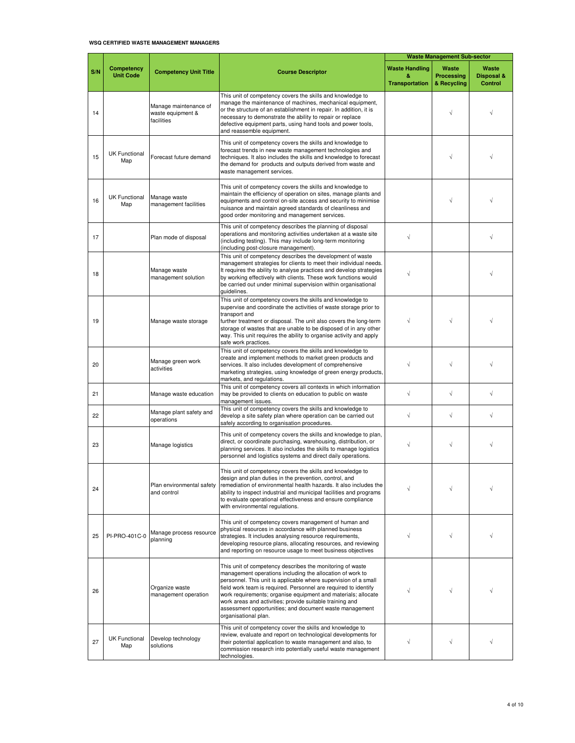**WSQ CERTIFIED WASTE MANAGEMENT MANAGERS**

| S/N | Competency Unit Code | Competency Unit Title | Course Descriptor | Waste Management Sub-sector | | |
|---|---|---|---|---|---|---|
| | | | | Waste Handling & Transportation | Waste Processing & Recycling | Waste Disposal & Control |
| 14 | | Manage maintenance of waste equipment & facilities | This unit of competency covers the skills and knowledge to manage the maintenance of machines, mechanical equipment, or the structure of an establishment in repair. In addition, it is necessary to demonstrate the ability to repair or replace defective equipment parts, using hand tools and power tools, and reassemble equipment. | | √ | √ |
| 15 | UK Functional Map | Forecast future demand | This unit of competency covers the skills and knowledge to forecast trends in new waste management technologies and techniques. It also includes the skills and knowledge to forecast the demand for products and outputs derived from waste and waste management services. | | √ | √ |
| 16 | UK Functional Map | Manage waste management facilities | This unit of competency covers the skills and knowledge to maintain the efficiency of operation on sites, manage plants and equipments and control on-site access and security to minimise nuisance and maintain agreed standards of cleanliness and good order monitoring and management services. | | √ | √ |
| 17 | | Plan mode of disposal | This unit of competency describes the planning of disposal operations and monitoring activities undertaken at a waste site (including testing). This may include long-term monitoring (including post-closure management). | √ | | √ |
| 18 | | Manage waste management solution | This unit of competency describes the development of waste management strategies for clients to meet their individual needs. It requires the ability to analyse practices and develop strategies by working effectively with clients. These work functions would be carried out under minimal supervision within organisational guidelines. | √ | | √ |
| 19 | | Manage waste storage | This unit of competency covers the skills and knowledge to supervise and coordinate the activities of waste storage prior to transport and further treatment or disposal. The unit also covers the long-term storage of wastes that are unable to be disposed of in any other way. This unit requires the ability to organise activity and apply safe work practices. | √ | √ | √ |
| 20 | | Manage green work activities | This unit of competency covers the skills and knowledge to create and implement methods to market green products and services. It also includes development of comprehensive marketing strategies, using knowledge of green energy products, markets, and regulations. | √ | √ | √ |
| 21 | | Manage waste education | This unit of competency covers all contexts in which information may be provided to clients on education to public on waste management issues. | √ | √ | √ |
| 22 | | Manage plant safety and operations | This unit of competency covers the skills and knowledge to develop a site safety plan where operation can be carried out safely according to organisation procedures. | √ | √ | √ |
| 23 | | Manage logistics | This unit of competency covers the skills and knowledge to plan, direct, or coordinate purchasing, warehousing, distribution, or planning services. It also includes the skills to manage logistics personnel and logistics systems and direct daily operations. | √ | √ | √ |
| 24 | | Plan environmental safety and control | This unit of competency covers the skills and knowledge to design and plan duties in the prevention, control, and remediation of environmental health hazards. It also includes the ability to inspect industrial and municipal facilities and programs to evaluate operational effectiveness and ensure compliance with environmental regulations. | √ | √ | √ |
| 25 | PI-PRO-401C-0 | Manage process resource planning | This unit of competency covers management of human and physical resources in accordance with planned business strategies. It includes analysing resource requirements, developing resource plans, allocating resources, and reviewing and reporting on resource usage to meet business objectives | √ | √ | √ |
| 26 | | Organize waste management operation | This unit of competency describes the monitoring of waste management operations including the allocation of work to personnel. This unit is applicable where supervision of a small field work team is required. Personnel are required to identify work requirements; organise equipment and materials; allocate work areas and activities; provide suitable training and assessment opportunities; and document waste management organisational plan. | √ | √ | √ |
| 27 | UK Functional Map | Develop technology solutions | This unit of competency cover the skills and knowledge to review, evaluate and report on technological developments for their potential application to waste management and also, to commission research into potentially useful waste management technologies. | √ | √ | √ |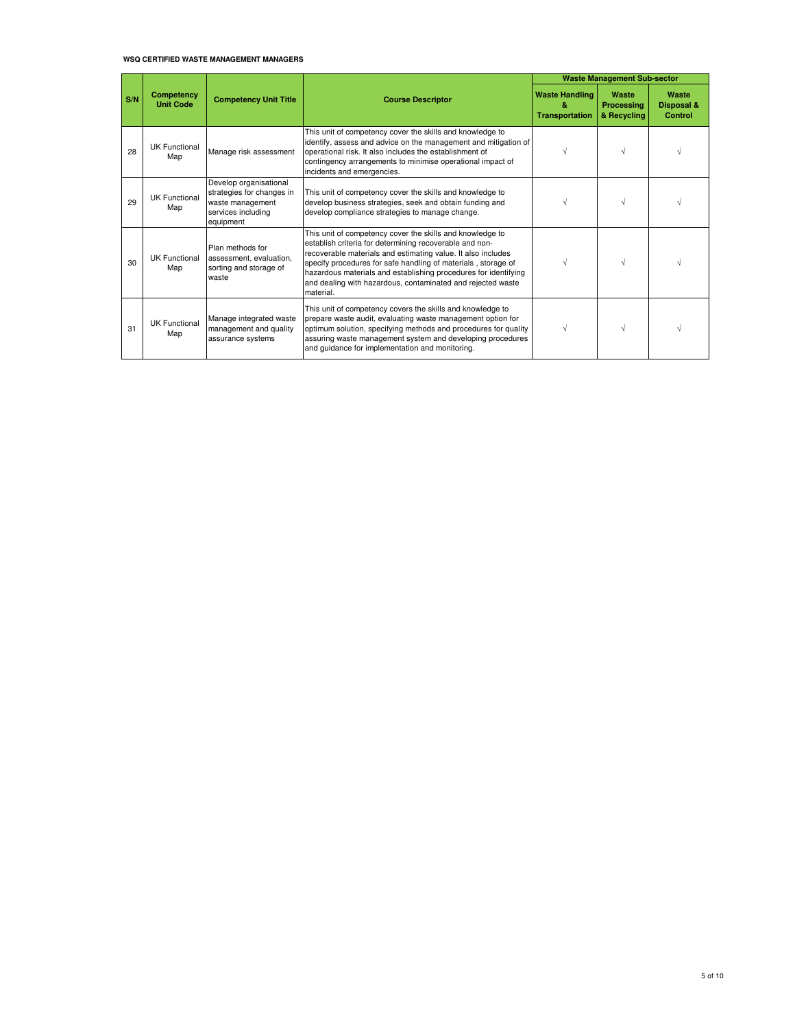**WSQ CERTIFIED WASTE MANAGEMENT MANAGERS**

| S/N | Competency Unit Code | Competency Unit Title | Course Descriptor | Waste Management Sub-sector | | |
|---|---|---|---|---|---|---|
| | | | | Waste Handling & Transportation | Waste Processing & Recycling | Waste Disposal & Control |
| 28 | UK Functional Map | Manage risk assessment | This unit of competency cover the skills and knowledge to identify, assess and advice on the management and mitigation of operational risk. It also includes the establishment of contingency arrangements to minimise operational impact of incidents and emergencies. | √ | √ | √ |
| 29 | UK Functional Map | Develop organisational strategies for changes in waste management services including equipment | This unit of competency cover the skills and knowledge to develop business strategies, seek and obtain funding and develop compliance strategies to manage change. | √ | √ | √ |
| 30 | UK Functional Map | Plan methods for assessment, evaluation, sorting and storage of waste | This unit of competency cover the skills and knowledge to establish criteria for determining recoverable and non-recoverable materials and estimating value. It also includes specify procedures for safe handling of materials , storage of hazardous materials and establishing procedures for identifying and dealing with hazardous, contaminated and rejected waste material. | √ | √ | √ |
| 31 | UK Functional Map | Manage integrated waste management and quality assurance systems | This unit of competency covers the skills and knowledge to prepare waste audit, evaluating waste management option for optimum solution, specifying methods and procedures for quality assuring waste management system and developing procedures and guidance for implementation and monitoring. | √ | √ | √ |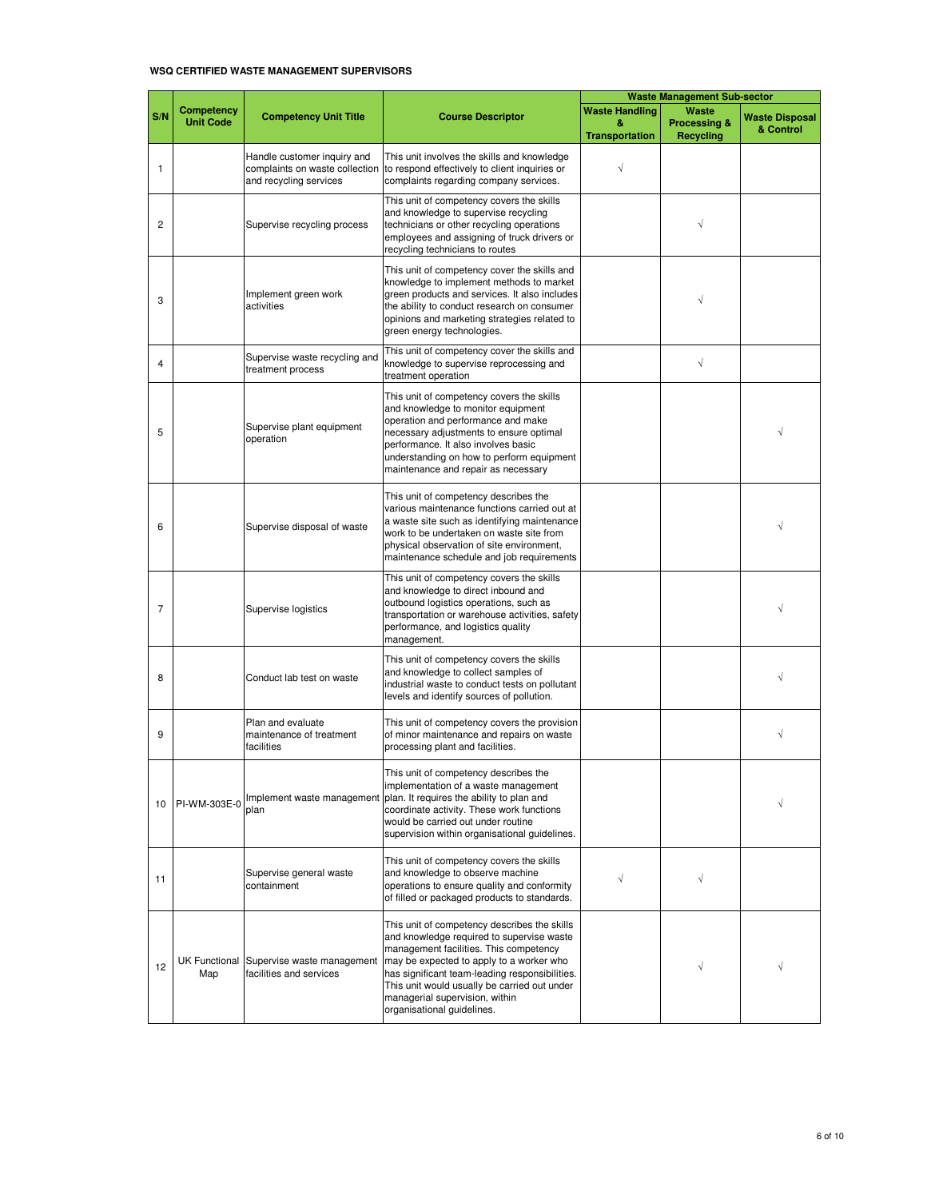**WSQ CERTIFIED WASTE MANAGEMENT SUPERVISORS**

| S/N | Competency Unit Code | Competency Unit Title | Course Descriptor | Waste Management Sub-sector | | |
|---|---|---|---|---|---|---|
| | | | | Waste Handling & Transportation | Waste Processing & Recycling | Waste Disposal & Control |
| 1 | | Handle customer inquiry and complaints on waste collection and recycling services | This unit involves the skills and knowledge to respond effectively to client inquiries or complaints regarding company services. | √ | | |
| 2 | | Supervise recycling process | This unit of competency covers the skills and knowledge to supervise recycling technicians or other recycling operations employees and assigning of truck drivers or recycling technicians to routes | | √ | |
| 3 | | Implement green work activities | This unit of competency cover the skills and knowledge to implement methods to market green products and services. It also includes the ability to conduct research on consumer opinions and marketing strategies related to green energy technologies. | | √ | |
| 4 | | Supervise waste recycling and treatment process | This unit of competency cover the skills and knowledge to supervise reprocessing and treatment operation | | √ | |
| 5 | | Supervise plant equipment operation | This unit of competency covers the skills and knowledge to monitor equipment operation and performance and make necessary adjustments to ensure optimal performance. It also involves basic understanding on how to perform equipment maintenance and repair as necessary | | | √ |
| 6 | | Supervise disposal of waste | This unit of competency describes the various maintenance functions carried out at a waste site such as identifying maintenance work to be undertaken on waste site from physical observation of site environment, maintenance schedule and job requirements | | | √ |
| 7 | | Supervise logistics | This unit of competency covers the skills and knowledge to direct inbound and outbound logistics operations, such as transportation or warehouse activities, safety performance, and logistics quality management. | | | √ |
| 8 | | Conduct lab test on waste | This unit of competency covers the skills and knowledge to collect samples of industrial waste to conduct tests on pollutant levels and identify sources of pollution. | | | √ |
| 9 | | Plan and evaluate maintenance of treatment facilities | This unit of competency covers the provision of minor maintenance and repairs on waste processing plant and facilities. | | | √ |
| 10 | PI-WM-303E-0 | Implement waste management plan | This unit of competency describes the implementation of a waste management plan. It requires the ability to plan and coordinate activity. These work functions would be carried out under routine supervision within organisational guidelines. | | | √ |
| 11 | | Supervise general waste containment | This unit of competency covers the skills and knowledge to observe machine operations to ensure quality and conformity of filled or packaged products to standards. | √ | √ | |
| 12 | UK Functional Map | Supervise waste management facilities and services | This unit of competency describes the skills and knowledge required to supervise waste management facilities. This competency may be expected to apply to a worker who has significant team-leading responsibilities. This unit would usually be carried out under managerial supervision, within organisational guidelines. | | √ | √ |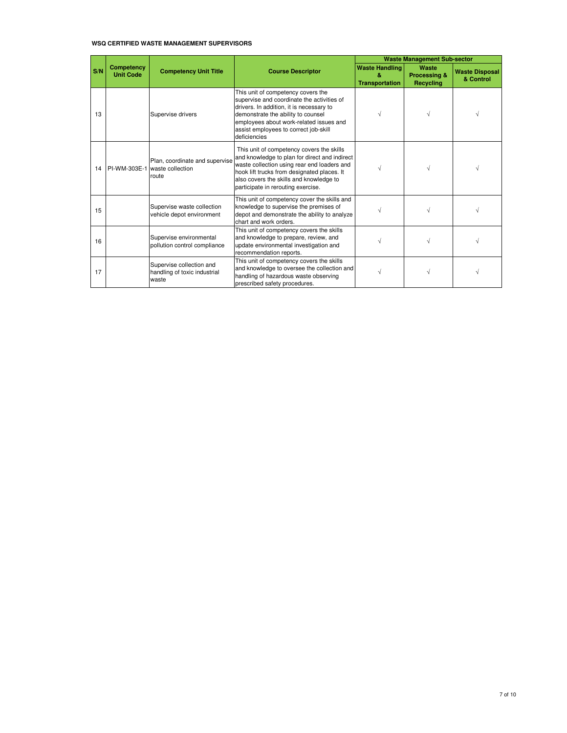**WSQ CERTIFIED WASTE MANAGEMENT SUPERVISORS**

| S/N | Competency Unit Code | Competency Unit Title | Course Descriptor | Waste Management Sub-sector | | |
|---|---|---|---|---|---|---|
| | | | | Waste Handling & Transportation | Waste Processing & Recycling | Waste Disposal & Control |
| 13 | | Supervise drivers | This unit of competency covers the supervise and coordinate the activities of drivers. In addition, it is necessary to demonstrate the ability to counsel employees about work-related issues and assist employees to correct job-skill deficiencies | √ | √ | √ |
| 14 | PI-WM-303E-1 | Plan, coordinate and supervise waste collection route | This unit of competency covers the skills and knowledge to plan for direct and indirect waste collection using rear end loaders and hook lift trucks from designated places. It also covers the skills and knowledge to participate in rerouting exercise. | √ | √ | √ |
| 15 | | Supervise waste collection vehicle depot environment | This unit of competency cover the skills and knowledge to supervise the premises of depot and demonstrate the ability to analyze chart and work orders. | √ | √ | √ |
| 16 | | Supervise environmental pollution control compliance | This unit of competency covers the skills and knowledge to prepare, review, and update environmental investigation and recommendation reports. | √ | √ | √ |
| 17 | | Supervise collection and handling of toxic industrial waste | This unit of competency covers the skills and knowledge to oversee the collection and handling of hazardous waste observing prescribed safety procedures. | √ | √ | √ |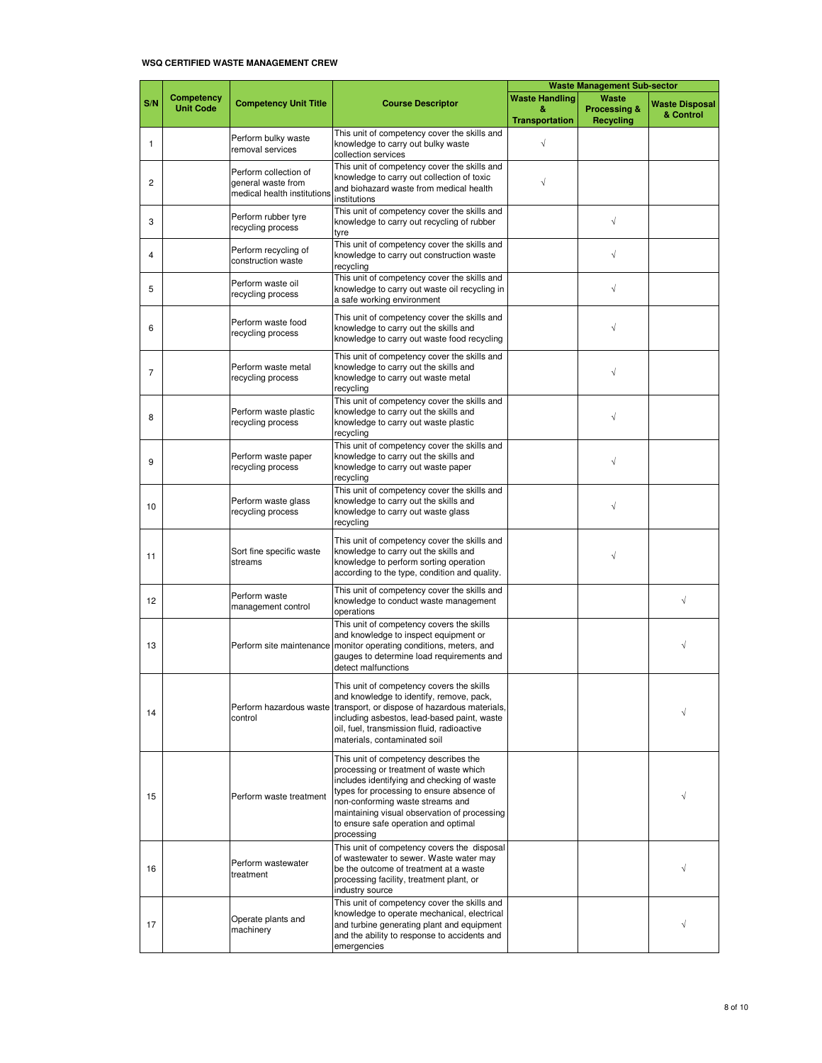**WSQ CERTIFIED WASTE MANAGEMENT CREW**

| S/N | Competency Unit Code | Competency Unit Title | Course Descriptor | Waste Management Sub-sector | | |
|---|---|---|---|---|---|---|
| | | | | Waste Handling & Transportation | Waste Processing & Recycling | Waste Disposal & Control |
| 1 | | Perform bulky waste removal services | This unit of competency cover the skills and knowledge to carry out bulky waste collection services | √ | | |
| 2 | | Perform collection of general waste from medical health institutions | This unit of competency cover the skills and knowledge to carry out collection of toxic and biohazard waste from medical health institutions | √ | | |
| 3 | | Perform rubber tyre recycling process | This unit of competency cover the skills and knowledge to carry out recycling of rubber tyre | | √ | |
| 4 | | Perform recycling of construction waste | This unit of competency cover the skills and knowledge to carry out construction waste recycling | | √ | |
| 5 | | Perform waste oil recycling process | This unit of competency cover the skills and knowledge to carry out waste oil recycling in a safe working environment | | √ | |
| 6 | | Perform waste food recycling process | This unit of competency cover the skills and knowledge to carry out the skills and knowledge to carry out waste food recycling | | √ | |
| 7 | | Perform waste metal recycling process | This unit of competency cover the skills and knowledge to carry out the skills and knowledge to carry out waste metal recycling | | √ | |
| 8 | | Perform waste plastic recycling process | This unit of competency cover the skills and knowledge to carry out the skills and knowledge to carry out waste plastic recycling | | √ | |
| 9 | | Perform waste paper recycling process | This unit of competency cover the skills and knowledge to carry out the skills and knowledge to carry out waste paper recycling | | √ | |
| 10 | | Perform waste glass recycling process | This unit of competency cover the skills and knowledge to carry out the skills and knowledge to carry out waste glass recycling | | √ | |
| 11 | | Sort fine specific waste streams | This unit of competency cover the skills and knowledge to carry out the skills and knowledge to perform sorting operation according to the type, condition and quality. | | √ | |
| 12 | | Perform waste management control | This unit of competency cover the skills and knowledge to conduct waste management operations | | | √ |
| 13 | | Perform site maintenance | This unit of competency covers the skills and knowledge to inspect equipment or monitor operating conditions, meters, and gauges to determine load requirements and detect malfunctions | | | √ |
| 14 | | Perform hazardous waste control | This unit of competency covers the skills and knowledge to identify, remove, pack, transport, or dispose of hazardous materials, including asbestos, lead-based paint, waste oil, fuel, transmission fluid, radioactive materials, contaminated soil | | | √ |
| 15 | | Perform waste treatment | This unit of competency describes the processing or treatment of waste which includes identifying and checking of waste types for processing to ensure absence of non-conforming waste streams and maintaining visual observation of processing to ensure safe operation and optimal processing | | | √ |
| 16 | | Perform wastewater treatment | This unit of competency covers the disposal of wastewater to sewer. Waste water may be the outcome of treatment at a waste processing facility, treatment plant, or industry source | | | √ |
| 17 | | Operate plants and machinery | This unit of competency cover the skills and knowledge to operate mechanical, electrical and turbine generating plant and equipment and the ability to response to accidents and emergencies | | | √ |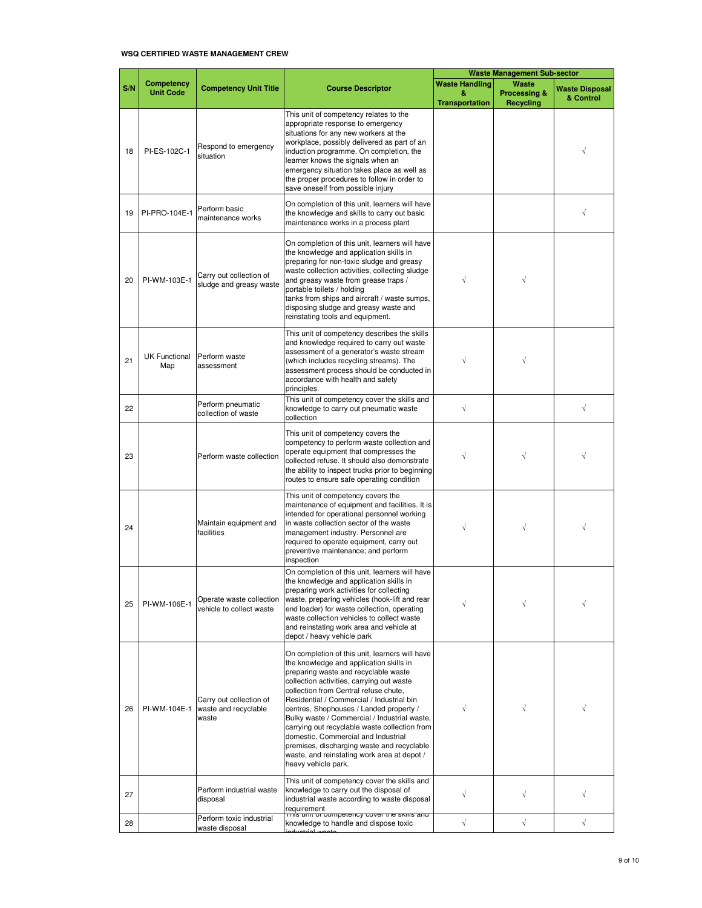**WSQ CERTIFIED WASTE MANAGEMENT CREW**

| S/N | Competency Unit Code | Competency Unit Title | Course Descriptor | Waste Management Sub-sector | | |
|---|---|---|---|---|---|---|
| | | | | Waste Handling & Transportation | Waste Processing & Recycling | Waste Disposal & Control |
| 18 | PI-ES-102C-1 | Respond to emergency situation | This unit of competency relates to the appropriate response to emergency situations for any new workers at the workplace, possibly delivered as part of an induction programme. On completion, the learner knows the signals when an emergency situation takes place as well as the proper procedures to follow in order to save oneself from possible injury | | | √ |
| 19 | PI-PRO-104E-1 | Perform basic maintenance works | On completion of this unit, learners will have the knowledge and skills to carry out basic maintenance works in a process plant | | | √ |
| 20 | PI-WM-103E-1 | Carry out collection of sludge and greasy waste | On completion of this unit, learners will have the knowledge and application skills in preparing for non-toxic sludge and greasy waste collection activities, collecting sludge and greasy waste from grease traps / portable toilets / holding tanks from ships and aircraft / waste sumps, disposing sludge and greasy waste and reinstating tools and equipment. | √ | √ | |
| 21 | UK Functional Map | Perform waste assessment | This unit of competency describes the skills and knowledge required to carry out waste assessment of a generator's waste stream (which includes recycling streams). The assessment process should be conducted in accordance with health and safety principles. | √ | √ | |
| 22 | | Perform pneumatic collection of waste | This unit of competency cover the skills and knowledge to carry out pneumatic waste collection | √ | | √ |
| 23 | | Perform waste collection | This unit of competency covers the competency to perform waste collection and operate equipment that compresses the collected refuse. It should also demonstrate the ability to inspect trucks prior to beginning routes to ensure safe operating condition | √ | √ | √ |
| 24 | | Maintain equipment and facilities | This unit of competency covers the maintenance of equipment and facilities. It is intended for operational personnel working in waste collection sector of the waste management industry. Personnel are required to operate equipment, carry out preventive maintenance; and perform inspection | √ | √ | √ |
| 25 | PI-WM-106E-1 | Operate waste collection vehicle to collect waste | On completion of this unit, learners will have the knowledge and application skills in preparing work activities for collecting waste, preparing vehicles (hook-lift and rear end loader) for waste collection, operating waste collection vehicles to collect waste and reinstating work area and vehicle at depot / heavy vehicle park | √ | √ | √ |
| 26 | PI-WM-104E-1 | Carry out collection of waste and recyclable waste | On completion of this unit, learners will have the knowledge and application skills in preparing waste and recyclable waste collection activities, carrying out waste collection from Central refuse chute, Residential / Commercial / Industrial bin centres, Shophouses / Landed property / Bulky waste / Commercial / Industrial waste, carrying out recyclable waste collection from domestic, Commercial and Industrial premises, discharging waste and recyclable waste, and reinstating work area at depot / heavy vehicle park. | √ | √ | √ |
| 27 | | Perform industrial waste disposal | This unit of competency cover the skills and knowledge to carry out the disposal of industrial waste according to waste disposal requirement | √ | √ | √ |
| 28 | | Perform toxic industrial waste disposal | This unit of competency cover the skills and knowledge to handle and dispose toxic industrial waste | √ | √ | √ |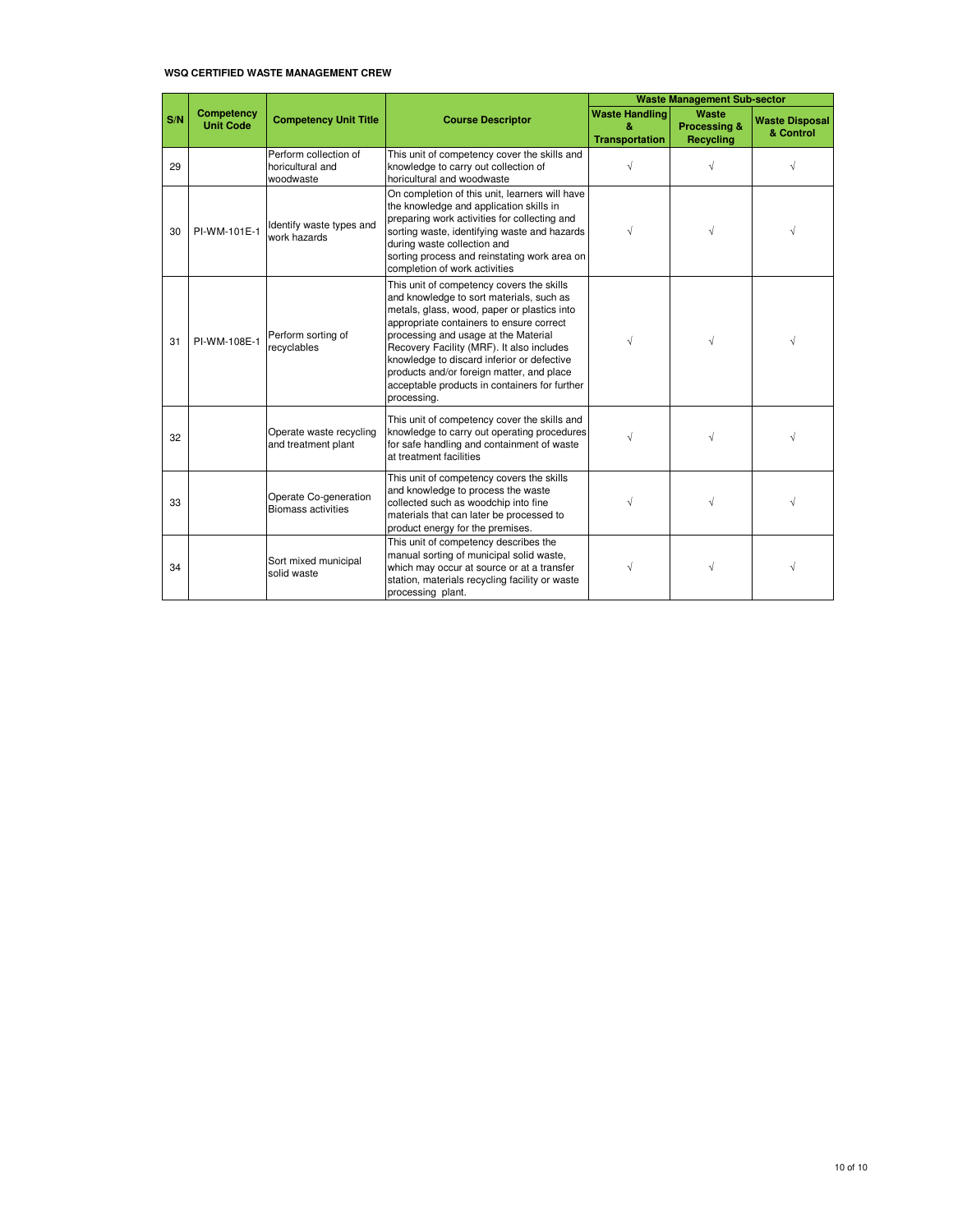**WSQ CERTIFIED WASTE MANAGEMENT CREW**

| S/N | Competency Unit Code | Competency Unit Title | Course Descriptor | Waste Management Sub-sector | | |
|---|---|---|---|---|---|---|
| | | | | Waste Handling & Transportation | Waste Processing & Recycling | Waste Disposal & Control |
| 29 | | Perform collection of horicultural and woodwaste | This unit of competency cover the skills and knowledge to carry out collection of horicultural and woodwaste | √ | √ | √ |
| 30 | PI-WM-101E-1 | Identify waste types and work hazards | On completion of this unit, learners will have the knowledge and application skills in preparing work activities for collecting and sorting waste, identifying waste and hazards during waste collection and sorting process and reinstating work area on completion of work activities | √ | √ | √ |
| 31 | PI-WM-108E-1 | Perform sorting of recyclables | This unit of competency covers the skills and knowledge to sort materials, such as metals, glass, wood, paper or plastics into appropriate containers to ensure correct processing and usage at the Material Recovery Facility (MRF). It also includes knowledge to discard inferior or defective products and/or foreign matter, and place acceptable products in containers for further processing. | √ | √ | √ |
| 32 | | Operate waste recycling and treatment plant | This unit of competency cover the skills and knowledge to carry out operating procedures for safe handling and containment of waste at treatment facilities | √ | √ | √ |
| 33 | | Operate Co-generation Biomass activities | This unit of competency covers the skills and knowledge to process the waste collected such as woodchip into fine materials that can later be processed to product energy for the premises. | √ | √ | √ |
| 34 | | Sort mixed municipal solid waste | This unit of competency describes the manual sorting of municipal solid waste, which may occur at source or at a transfer station, materials recycling facility or waste processing plant. | √ | √ | √ |